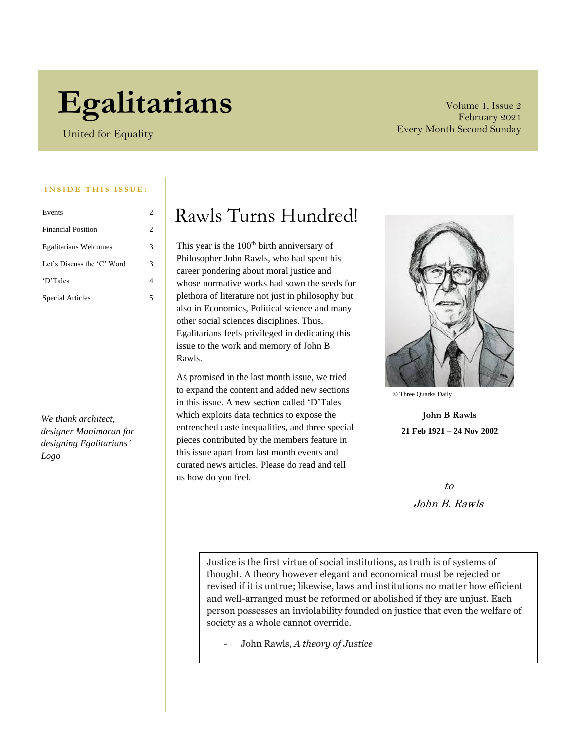# Egalitarians

United for Equality

Volume 1, Issue 2
February 2021
Every Month Second Sunday

**INSIDE THIS ISSUE:**

| | |
|---|---|
| Events | 2 |
| Financial Position | 2 |
| Egalitarians Welcomes | 3 |
| Let's Discuss the 'C' Word | 3 |
| 'D'Tales | 4 |
| Special Articles | 5 |

*We thank architect, designer Manimaran for designing Egalitarians' Logo*

## Rawls Turns Hundred!

This year is the 100th birth anniversary of Philosopher John Rawls, who had spent his career pondering about moral justice and whose normative works had sown the seeds for plethora of literature not just in philosophy but also in Economics, Political science and many other social sciences disciplines. Thus, Egalitarians feels privileged in dedicating this issue to the work and memory of John B Rawls.

As promised in the last month issue, we tried to expand the content and added new sections in this issue. A new section called 'D'Tales which exploits data technics to expose the entrenched caste inequalities, and three special pieces contributed by the members feature in this issue apart from last month events and curated news articles. Please do read and tell us how do you feel.

© Three Quarks Daily

**John B Rawls**
**21 Feb 1921 – 24 Nov 2002**

*to*
*John B. Rawls*

> Justice is the first virtue of social institutions, as truth is of systems of thought. A theory however elegant and economical must be rejected or revised if it is untrue; likewise, laws and institutions no matter how efficient and well-arranged must be reformed or abolished if they are unjust. Each person possesses an inviolability founded on justice that even the welfare of society as a whole cannot override.
>
> - John Rawls, *A theory of Justice*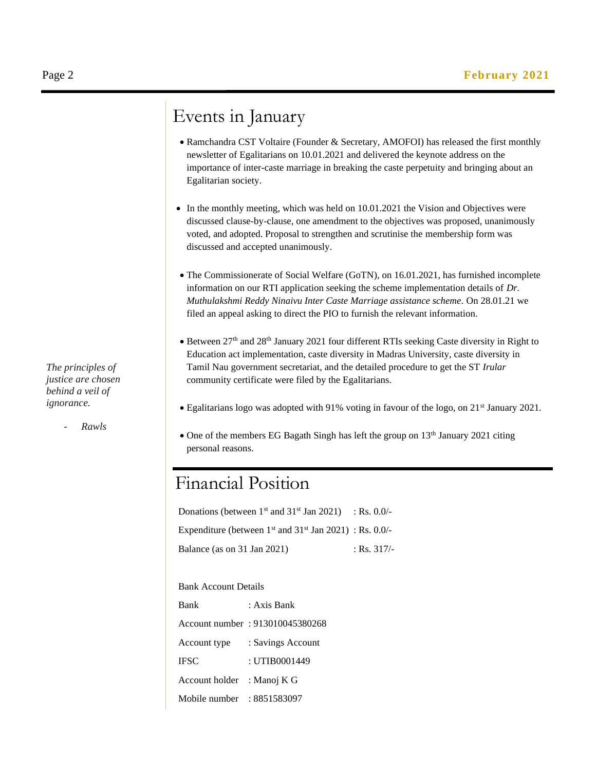## Events in January

- Ramchandra CST Voltaire (Founder & Secretary, AMOFOI) has released the first monthly newsletter of Egalitarians on 10.01.2021 and delivered the keynote address on the importance of inter-caste marriage in breaking the caste perpetuity and bringing about an Egalitarian society.
- In the monthly meeting, which was held on 10.01.2021 the Vision and Objectives were discussed clause-by-clause, one amendment to the objectives was proposed, unanimously voted, and adopted. Proposal to strengthen and scrutinise the membership form was discussed and accepted unanimously.
- The Commissionerate of Social Welfare (GoTN), on 16.01.2021, has furnished incomplete information on our RTI application seeking the scheme implementation details of *Dr. Muthulakshmi Reddy Ninaivu Inter Caste Marriage assistance scheme*. On 28.01.21 we filed an appeal asking to direct the PIO to furnish the relevant information.
- Between 27th and 28th January 2021 four different RTIs seeking Caste diversity in Right to Education act implementation, caste diversity in Madras University, caste diversity in Tamil Nau government secretariat, and the detailed procedure to get the ST *Irular* community certificate were filed by the Egalitarians.
- Egalitarians logo was adopted with 91% voting in favour of the logo, on 21st January 2021.
- One of the members EG Bagath Singh has left the group on 13th January 2021 citing personal reasons.

*The principles of justice are chosen behind a veil of ignorance.*

- *Rawls*

## Financial Position

| | |
|---|---|
| Donations (between 1st and 31st Jan 2021) | : Rs. 0.0/- |
| Expenditure (between 1st and 31st Jan 2021) | : Rs. 0.0/- |
| Balance (as on 31 Jan 2021) | : Rs. 317/- |

Bank Account Details

| | |
|---|---|
| Bank | : Axis Bank |
| Account number | : 913010045380268 |
| Account type | : Savings Account |
| IFSC | : UTIB0001449 |
| Account holder | : Manoj K G |
| Mobile number | : 8851583097 |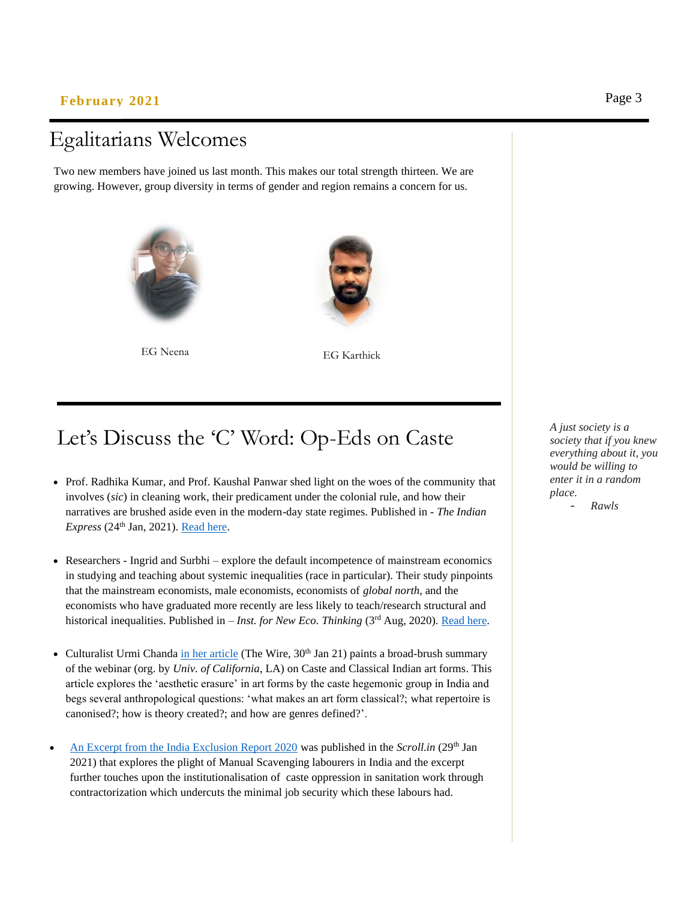## Egalitarians Welcomes

Two new members have joined us last month. This makes our total strength thirteen. We are growing. However, group diversity in terms of gender and region remains a concern for us.

EG Neena

EG Karthick

## Let's Discuss the 'C' Word: Op-Eds on Caste

- Prof. Radhika Kumar, and Prof. Kaushal Panwar shed light on the woes of the community that involves (*sic*) in cleaning work, their predicament under the colonial rule, and how their narratives are brushed aside even in the modern-day state regimes. Published in - *The Indian Express* (24th Jan, 2021). Read here.

- Researchers - Ingrid and Surbhi – explore the default incompetence of mainstream economics in studying and teaching about systemic inequalities (race in particular). Their study pinpoints that the mainstream economists, male economists, economists of *global north*, and the economists who have graduated more recently are less likely to teach/research structural and historical inequalities. Published in – *Inst. for New Eco. Thinking* (3rd Aug, 2020). Read here.

- Culturalist Urmi Chanda in her article (The Wire, 30th Jan 21) paints a broad-brush summary of the webinar (org. by *Univ. of California*, LA) on Caste and Classical Indian art forms. This article explores the 'aesthetic erasure' in art forms by the caste hegemonic group in India and begs several anthropological questions: 'what makes an art form classical?; what repertoire is canonised?; how is theory created?; and how are genres defined?'.

- An Excerpt from the India Exclusion Report 2020 was published in the *Scroll.in* (29th Jan 2021) that explores the plight of Manual Scavenging labourers in India and the excerpt further touches upon the institutionalisation of caste oppression in sanitation work through contractorization which undercuts the minimal job security which these labours had.

*A just society is a society that if you knew everything about it, you would be willing to enter it in a random place.*

*- Rawls*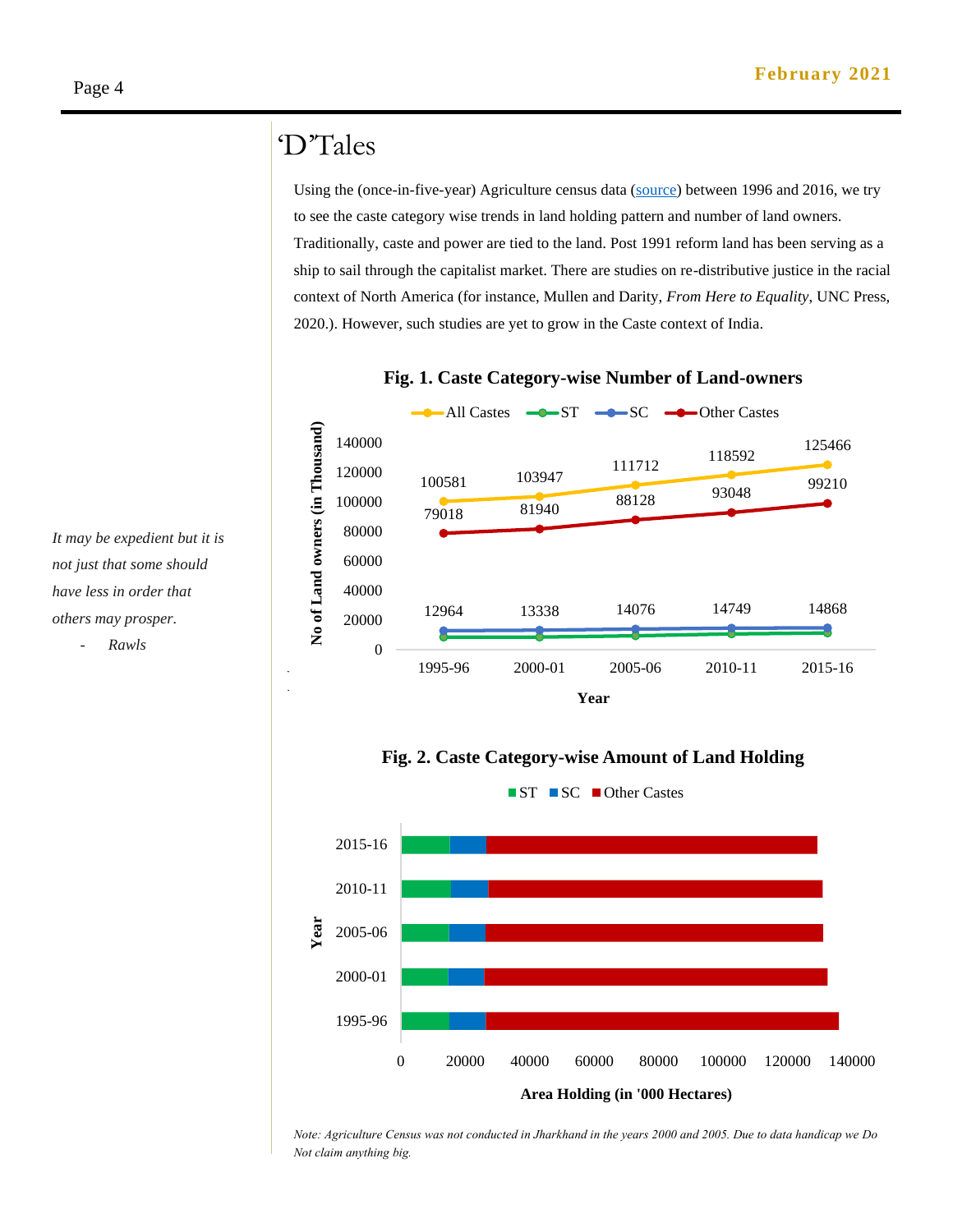# 'D'Tales

Using the (once-in-five-year) Agriculture census data (source) between 1996 and 2016, we try to see the caste category wise trends in land holding pattern and number of land owners. Traditionally, caste and power are tied to the land. Post 1991 reform land has been serving as a ship to sail through the capitalist market. There are studies on re-distributive justice in the racial context of North America (for instance, Mullen and Darity, *From Here to Equality*, UNC Press, 2020.). However, such studies are yet to grow in the Caste context of India.

*It may be expedient but it is not just that some should have less in order that others may prosper.*

*- Rawls*

**Fig. 1. Caste Category-wise Number of Land-owners**

No of Land owners (in Thousand)

| Year | All Castes | Other Castes | SC |
|---|---|---|---|
| 1995-96 | 100581 | 79018 | 12964 |
| 2000-01 | 103947 | 81940 | 13338 |
| 2005-06 | 111712 | 88128 | 14076 |
| 2010-11 | 118592 | 93048 | 14749 |
| 2015-16 | 125466 | 99210 | 14868 |

**Fig. 2. Caste Category-wise Amount of Land Holding**

(Stacked bars of ST, SC and Other Castes by Year, 1995-96 to 2015-16; x-axis: Area Holding (in '000 Hectares), 0 to 140000)

*Note: Agriculture Census was not conducted in Jharkhand in the years 2000 and 2005. Due to data handicap we Do Not claim anything big.*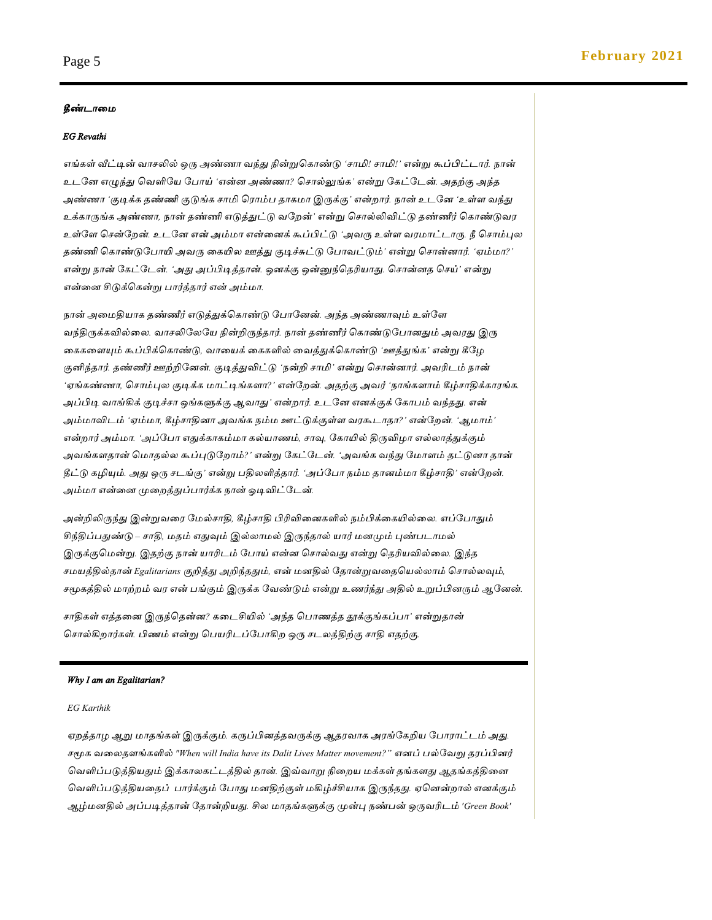### தீண்டாமை

*EG Revathi*

*எங்கள் வீட்டின் வாசலில் ஒரு அண்ணா வந்து நின்றுகொண்டு 'சாமி! சாமி!' என்று கூப்பிட்டார். நான் உடனே எழுந்து வெளியே போய் 'என்ன அண்ணா? சொல்லுங்க' என்று கேட்டேன். அதற்கு அந்த அண்ணா 'குடிக்க தண்ணி குடுங்க சாமி ரொம்ப தாகமா இருக்கு' என்றார். நான் உடனே 'உள்ள வந்து உக்காருங்க அண்ணா, நான் தண்ணி எடுத்துட்டு வறேன்' என்று சொல்லிவிட்டு தண்ணீர் கொண்டுவர உள்ளே சென்றேன். உடனே என் அம்மா என்னைக் கூப்பிட்டு 'அவரு உள்ள வரமாட்டாரு. நீ சொம்புல தண்ணி கொண்டுபோயி அவரு கையில ஊத்து குடிச்சுட்டு போவட்டும்' என்று சொன்னார். 'ஏம்மா?' என்று நான் கேட்டேன். 'அது அப்பிடித்தான். ஒனக்கு ஒன்னுந்தெரியாது. சொன்னத செய்' என்று என்னை சிடுக்கென்று பார்த்தார் என் அம்மா.*

*நான் அமைதியாக தண்ணீர் எடுத்துக்கொண்டு போனேன். அந்த அண்ணாவும் உள்ளே வந்திருக்கவில்லை. வாசலிலேயே நின்றிருந்தார். நான் தண்ணீர் கொண்டுபோனதும் அவரது இரு கைகளையும் கூப்பிக்கொண்டு, வாயைக் கைகளில் வைத்துக்கொண்டு 'ஊத்துங்க' என்று கீழே குனிந்தார். தண்ணீர் ஊற்றினேன். குடித்துவிட்டு 'நன்றி சாமி' என்று சொன்னார். அவரிடம் நான் 'ஏங்கண்ணா, சொம்புல குடிக்க மாட்டிங்களா?' என்றேன். அதற்கு அவர் 'நாங்களாம் கீழ்சாதிக்காரங்க. அப்பிடி வாங்கிக் குடிச்சா ஒங்களுக்கு ஆவாது' என்றார். உடனே எனக்குக் கோபம் வந்தது. என் அம்மாவிடம் 'ஏம்மா, கீழ்சாதினா அவங்க நம்ம ஊட்டுக்குள்ள வரகூடாதா?' என்றேன். 'ஆமாம்' என்றார் அம்மா. 'அப்போ எதுக்காகம்மா கல்யாணம், சாவு, கோயில் திருவிழா எல்லாத்துக்கும் அவங்களதான் மொதல்ல கூப்புடுறோம்?' என்று கேட்டேன். 'அவங்க வந்து மோளம் தட்டுனா தான் தீட்டு கழியும். அது ஒரு சடங்கு' என்று பதிலளித்தார். 'அப்போ நம்ம தானம்மா கீழ்சாதி' என்றேன். அம்மா என்னை முறைத்துப்பார்க்க நான் ஓடிவிட்டேன்.*

*அன்றிலிருந்து இன்றுவரை மேல்சாதி, கீழ்சாதி பிரிவினைகளில் நம்பிக்கையில்லை. எப்போதும் சிந்திப்பதுண்டு – சாதி, மதம் எதுவும் இல்லாமல் இருந்தால் யார் மனமும் புண்படாமல் இருக்குமென்று. இதற்கு நான் யாரிடம் போய் என்ன சொல்வது என்று தெரியவில்லை. இந்த சமயத்தில்தான் Egalitarians குறித்து அறிந்ததும், என் மனதில் தோன்றுவதையெல்லாம் சொல்லவும், சமூகத்தில் மாற்றம் வர என் பங்கும் இருக்க வேண்டும் என்று உணர்ந்து அதில் உறுப்பினரும் ஆனேன்.*

*சாதிகள் எத்தனை இருந்தென்ன? கடைசியில் 'அந்த பொணத்த தூக்குங்கப்பா' என்றுதான் சொல்கிறார்கள். பிணம் என்று பெயரிடப்போகிற ஒரு சடலத்திற்கு சாதி எதற்கு.*

---

### Why I am an Egalitarian?

*EG Karthik*

*ஏறத்தாழ ஆறு மாதங்கள் இருக்கும். கருப்பினத்தவருக்கு ஆதரவாக அரங்கேறிய போராட்டம் அது. சமூக வலைதளங்களில் "When will India have its Dalit Lives Matter movement?" எனப் பல்வேறு தரப்பினர் வெளிப்படுத்தியதும் இக்காலகட்டத்தில் தான். இவ்வாறு நிறைய மக்கள் தங்களது ஆதங்கத்தினை வெளிப்படுத்தியதைப் பார்க்கும் போது மனதிற்குள் மகிழ்ச்சியாக இருந்தது. ஏனென்றால் எனக்கும் ஆழ்மனதில் அப்படித்தான் தோன்றியது. சில மாதங்களுக்கு முன்பு நண்பன் ஒருவரிடம் 'Green Book'*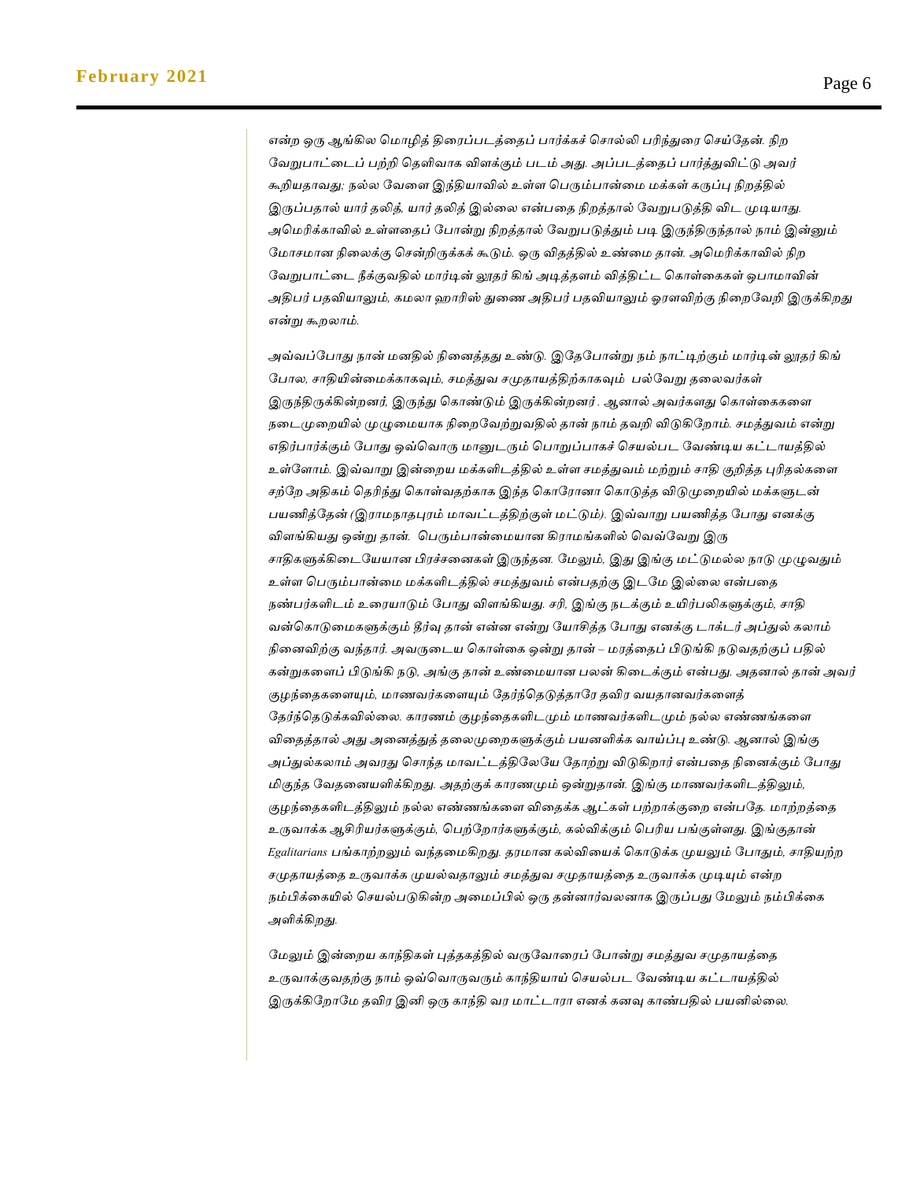*என்ற ஒரு ஆங்கில மொழித் திரைப்படத்தைப் பார்க்கச் சொல்லி பரிந்துரை செய்தேன். நிற வேறுபாட்டைப் பற்றி தெளிவாக விளக்கும் படம் அது. அப்படத்தைப் பார்த்துவிட்டு அவர் கூறியதாவது; நல்ல வேளை இந்தியாவில் உள்ள பெரும்பான்மை மக்கள் கருப்பு நிறத்தில் இருப்பதால் யார் தலித், யார் தலித் இல்லை என்பதை நிறத்தால் வேறுபடுத்தி விட முடியாது. அமெரிக்காவில் உள்ளதைப் போன்று நிறத்தால் வேறுபடுத்தும் படி இருந்திருந்தால் நாம் இன்னும் மோசமான நிலைக்கு சென்றிருக்கக் கூடும். ஒரு விதத்தில் உண்மை தான். அமெரிக்காவில் நிற வேறுபாட்டை நீக்குவதில் மார்டின் லூதர் கிங் அடித்தளம் வித்திட்ட கொள்கைகள் ஒபாமாவின் அதிபர் பதவியாலும், கமலா ஹாரிஸ் துணை அதிபர் பதவியாலும் ஓரளவிற்கு நிறைவேறி இருக்கிறது என்று கூறலாம்.*

*அவ்வப்போது நான் மனதில் நினைத்தது உண்டு. இதேபோன்று நம் நாட்டிற்கும் மார்டின் லூதர் கிங் போல, சாதியின்மைக்காகவும், சமத்துவ சமுதாயத்திற்காகவும் பல்வேறு தலைவர்கள் இருந்திருக்கின்றனர், இருந்து கொண்டும் இருக்கின்றனர். ஆனால் அவர்களது கொள்கைகளை நடைமுறையில் முழுமையாக நிறைவேற்றுவதில் தான் நாம் தவறி விடுகிறோம். சமத்துவம் என்று எதிர்பார்க்கும் போது ஒவ்வொரு மானுடரும் பொறுப்பாகச் செயல்பட வேண்டிய கட்டாயத்தில் உள்ளோம். இவ்வாறு இன்றைய மக்களிடத்தில் உள்ள சமத்துவம் மற்றும் சாதி குறித்த புரிதல்களை சற்றே அதிகம் தெரிந்து கொள்வதற்காக இந்த கொரோனா கொடுத்த விடுமுறையில் மக்களுடன் பயணித்தேன் (இராமநாதபுரம் மாவட்டத்திற்குள் மட்டும்). இவ்வாறு பயணித்த போது எனக்கு விளங்கியது ஒன்று தான். பெரும்பான்மையான கிராமங்களில் வெவ்வேறு இரு சாதிகளுக்கிடையேயான பிரச்சனைகள் இருந்தன. மேலும், இது இங்கு மட்டுமல்ல நாடு முழுவதும் உள்ள பெரும்பான்மை மக்களிடத்தில் சமத்துவம் என்பதற்கு இடமே இல்லை என்பதை நண்பர்களிடம் உரையாடும் போது விளங்கியது. சரி, இங்கு நடக்கும் உயிர்பலிகளுக்கும், சாதி வன்கொடுமைகளுக்கும் தீர்வு தான் என்ன என்று யோசித்த போது எனக்கு டாக்டர் அப்துல் கலாம் நினைவிற்கு வந்தார். அவருடைய கொள்கை ஒன்று தான் – மரத்தைப் பிடுங்கி நடுவதற்குப் பதில் கன்றுகளைப் பிடுங்கி நடு, அங்கு தான் உண்மையான பலன் கிடைக்கும் என்பது. அதனால் தான் அவர் குழந்தைகளையும், மாணவர்களையும் தேர்ந்தெடுத்தாரே தவிர வயதானவர்களைத் தேர்ந்தெடுக்கவில்லை. காரணம் குழந்தைகளிடமும் மாணவர்களிடமும் நல்ல எண்ணங்களை விதைத்தால் அது அனைத்துத் தலைமுறைகளுக்கும் பயனளிக்க வாய்ப்பு உண்டு. ஆனால் இங்கு அப்துல்கலாம் அவரது சொந்த மாவட்டத்திலேயே தோற்று விடுகிறார் என்பதை நினைக்கும் போது மிகுந்த வேதனையளிக்கிறது. அதற்குக் காரணமும் ஒன்றுதான். இங்கு மாணவர்களிடத்திலும், குழந்தைகளிடத்திலும் நல்ல எண்ணங்களை விதைக்க ஆட்கள் பற்றாக்குறை என்பதே. மாற்றத்தை உருவாக்க ஆசிரியர்களுக்கும், பெற்றோர்களுக்கும், கல்விக்கும் பெரிய பங்குள்ளது. இங்குதான் Egalitarians பங்காற்றலும் வந்தமைகிறது. தரமான கல்வியைக் கொடுக்க முயலும் போதும், சாதியற்ற சமுதாயத்தை உருவாக்க முயல்வதாலும் சமத்துவ சமுதாயத்தை உருவாக்க முடியும் என்ற நம்பிக்கையில் செயல்படுகின்ற அமைப்பில் ஒரு தன்னார்வலனாக இருப்பது மேலும் நம்பிக்கை அளிக்கிறது.*

*மேலும் இன்றைய காந்திகள் புத்தகத்தில் வருவோரைப் போன்று சமத்துவ சமுதாயத்தை உருவாக்குவதற்கு நாம் ஒவ்வொருவரும் காந்தியாய் செயல்பட வேண்டிய கட்டாயத்தில் இருக்கிறோமே தவிர இனி ஒரு காந்தி வர மாட்டாரா எனக் கனவு காண்பதில் பயனில்லை.*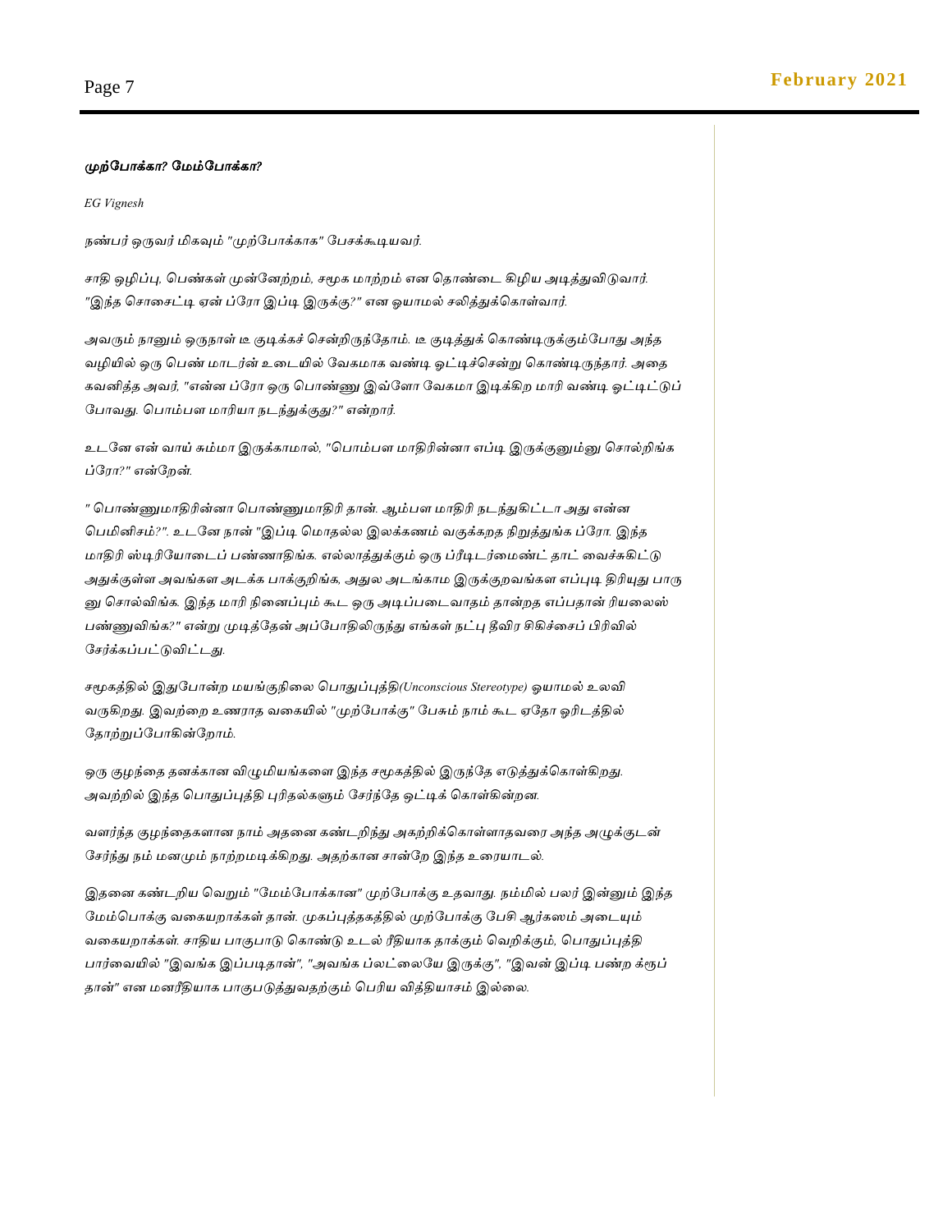### *முற்போக்கா? மேம்போக்கா?*

*EG Vignesh*

*நண்பர் ஒருவர் மிகவும் "முற்போக்காக" பேசக்கூடியவர்.*

*சாதி ஒழிப்பு, பெண்கள் முன்னேற்றம், சமூக மாற்றம் என தொண்டை கிழிய அடித்துவிடுவார். "இந்த சொசைட்டி ஏன் ப்ரோ இப்டி இருக்கு?" என ஓயாமல் சலித்துக்கொள்வார்.*

*அவரும் நானும் ஒருநாள் டீ குடிக்கச் சென்றிருந்தோம். டீ குடித்துக் கொண்டிருக்கும்போது அந்த வழியில் ஒரு பெண் மாடர்ன் உடையில் வேகமாக வண்டி ஓட்டிச்சென்று கொண்டிருந்தார். அதை கவனித்த அவர், "என்ன ப்ரோ ஒரு பொண்ணு இவ்ளோ வேகமா இடிக்கிற மாரி வண்டி ஓட்டிட்டுப் போவது. பொம்பள மாரியா நடந்துக்குது?" என்றார்.*

*உடனே என் வாய் சும்மா இருக்காமல், "பொம்பள மாதிரின்னா எப்டி இருக்குனும்னு சொல்றிங்க ப்ரோ?" என்றேன்.*

*" பொண்ணுமாதிரின்னா பொண்ணுமாதிரி தான். ஆம்பள மாதிரி நடந்துகிட்டா அது என்ன பெமினிசம்?". உடனே நான் "இப்டி மொதல்ல இலக்கணம் வகுக்கறத நிறுத்துங்க ப்ரோ. இந்த மாதிரி ஸ்டிரியோடைப் பண்ணாதிங்க. எல்லாத்துக்கும் ஒரு ப்ரீடிடர்மைண்ட் தாட் வைச்சுகிட்டு அதுக்குள்ள அவங்கள அடக்க பாக்குறிங்க, அதுல அடங்காம இருக்குறவங்கள எப்படி திரியுது பாரு னு சொல்லிங்க. இந்த மாரி நினைப்பும் கூட ஒரு அடிப்படைவாதம் தான்றத எப்பதான் ரியலைஸ் பண்ணுவிங்க?" என்று முடித்தேன் அப்போதிலிருந்து எங்கள் நட்பு தீவிர சிகிச்சைப் பிரிவில் சேர்க்கப்பட்டுவிட்டது.*

*சமூகத்தில் இதுபோன்ற மயங்குநிலை பொதுப்புத்தி(Unconscious Stereotype) ஓயாமல் உலவி வருகிறது. இவற்றை உணராத வகையில் "முற்போக்கு" பேசும் நாம் கூட ஏதோ ஓரிடத்தில் தோற்றுப்போகின்றோம்.*

*ஒரு குழந்தை தனக்கான விழுமியங்களை இந்த சமூகத்தில் இருந்தே எடுத்துக்கொள்கிறது. அவற்றில் இந்த பொதுப்புத்தி புரிதல்களும் சேர்ந்தே ஒட்டிக் கொள்கின்றன.*

*வளர்ந்த குழந்தைகளான நாம் அதனை கண்டறிந்து அகற்றிக்கொள்ளாதவரை அந்த அழுக்குடன் சேர்ந்து நம் மனமும் நாற்றமடிக்கிறது. அதற்கான சான்றே இந்த உரையாடல்.*

*இதனை கண்டறிய வெறும் "மேம்போக்கான" முற்போக்கு உதவாது. நம்மில் பலர் இன்னும் இந்த மேம்பொக்கு வகையறாக்கள் தான். முகப்புத்தகத்தில் முற்போக்கு பேசி ஆர்கஸம் அடையும் வகையறாக்கள். சாதிய பாகுபாடு கொண்டு உடல் ரீதியாக தாக்கும் வெறிக்கும், பொதுப்புத்தி பார்வையில் "இவங்க இப்படிதான்", "அவங்க ப்லட்லையே இருக்கு", "இவன் இப்டி பண்ற க்ரூப் தான்" என மனரீதியாக பாகுபடுத்துவதற்கும் பெரிய வித்தியாசம் இல்லை.*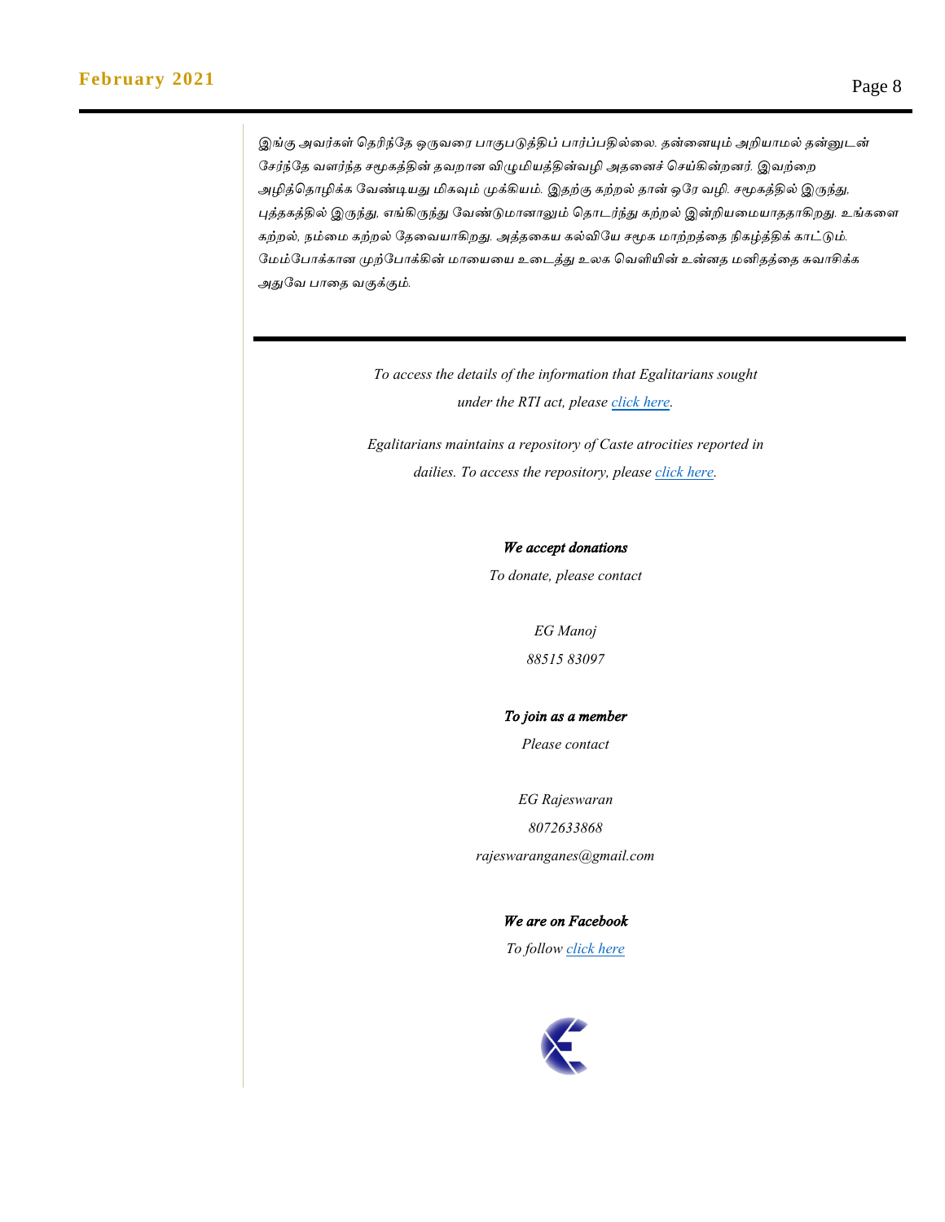இங்கு அவர்கள் தெரிந்தே ஒருவரை பாகுபடுத்திப் பார்ப்பதில்லை. தன்னையும் அறியாமல் தன்னுடன் சேர்ந்தே வளர்ந்த சமூகத்தின் தவறான விழுமியத்தின்வழி அதனைச் செய்கின்றனர். இவற்றை அழித்தொழிக்க வேண்டியது மிகவும் முக்கியம். இதற்கு கற்றல் தான் ஒரே வழி. சமூகத்தில் இருந்து, புத்தகத்தில் இருந்து, எங்கிருந்து வேண்டுமானாலும் தொடர்ந்து கற்றல் இன்றியமையாததாகிறது. உங்களை கற்றல், நம்மை கற்றல் தேவையாகிறது. அத்தகைய கல்வியே சமூக மாற்றத்தை நிகழ்த்திக் காட்டும். மேம்போக்கான முற்போக்கின் மாயையை உடைத்து உலக வெளியின் உன்னத மனிதத்தை சுவாசிக்க அதுவே பாதை வகுக்கும்.

---

*To access the details of the information that Egalitarians sought under the RTI act, please click here.*

*Egalitarians maintains a repository of Caste atrocities reported in dailies. To access the repository, please click here.*

***We accept donations***

*To donate, please contact*

*EG Manoj*

*88515 83097*

***To join as a member***

*Please contact*

*EG Rajeswaran*

*8072633868*

*rajeswaranganes@gmail.com*

***We are on Facebook***

*To follow click here*